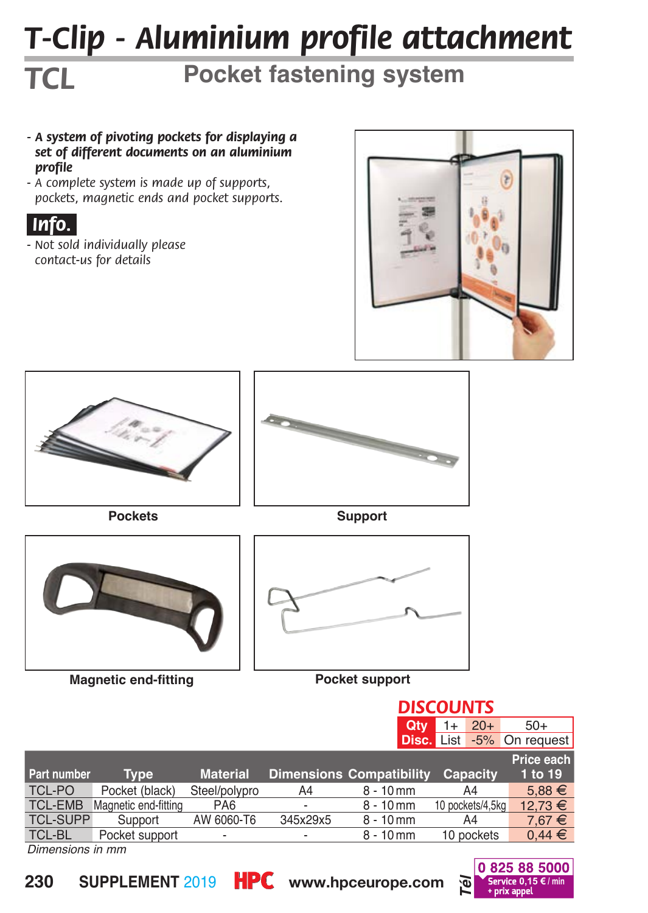# T-Clip - Aluminium profile attachment

## TCL

## Pocket fastening system

- ***A system of pivoting pockets for displaying a set of different documents on an aluminium profile***
- *A complete system is made up of supports, pockets, magnetic ends and pocket supports.*

**Info.**

- *Not sold individually please contact-us for details*

Pockets

Support

Magnetic end-fitting

Pocket support

**DISCOUNTS**

| Qty | 1+ | 20+ | 50+ |
|---|---|---|---|
| Disc. | List | -5% | On request |

| Part number | Type | Material | Dimensions | Compatibility | Capacity | Price each 1 to 19 |
|---|---|---|---|---|---|---|
| TCL-PO | Pocket (black) | Steel/polypro | A4 | 8 - 10 mm | A4 | 5,88 € |
| TCL-EMB | Magnetic end-fitting | PA6 | - | 8 - 10 mm | 10 pockets/4,5kg | 12,73 € |
| TCL-SUPP | Support | AW 6060-T6 | 345x29x5 | 8 - 10 mm | A4 | 7,67 € |
| TCL-BL | Pocket support | - | - | 8 - 10 mm | 10 pockets | 0,44 € |

*Dimensions in mm*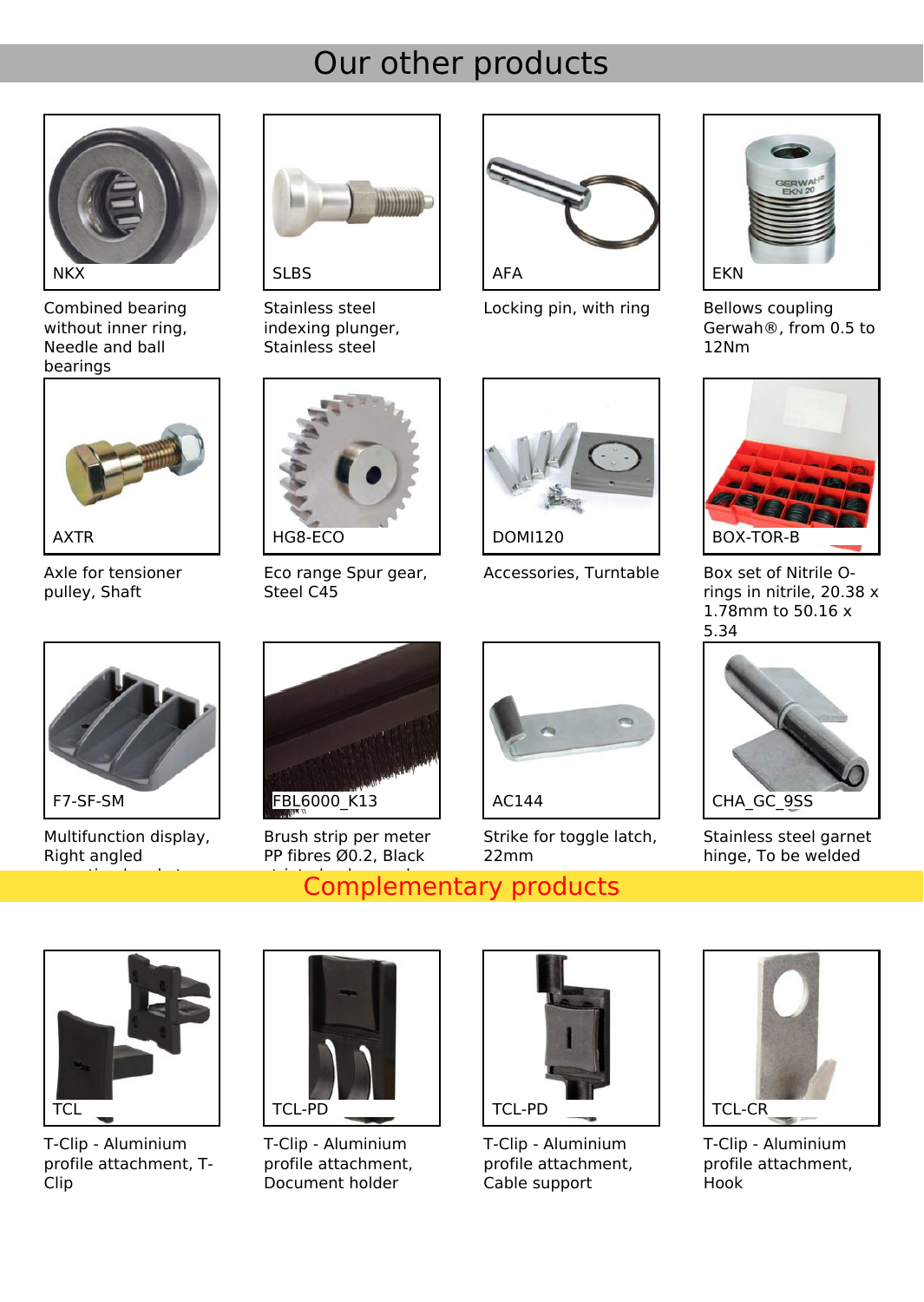# Our other products

NKX

Combined bearing without inner ring, Needle and ball bearings

SLBS

Stainless steel indexing plunger, Stainless steel

AFA

Locking pin, with ring

EKN

Bellows coupling Gerwah®, from 0.5 to 12Nm

AXTR

Axle for tensioner pulley, Shaft

HG8-ECO

Eco range Spur gear, Steel C45

DOMI120

Accessories, Turntable

BOX-TOR-B

Box set of Nitrile O-rings in nitrile, 20.38 x 1.78mm to 50.16 x 5.34

F7-SF-SM

Multifunction display, Right angled

FBL6000_K13

Brush strip per meter PP fibres Ø0.2, Black

AC144

Strike for toggle latch, 22mm

CHA_GC_9SS

Stainless steel garnet hinge, To be welded

# Complementary products

TCL

T-Clip - Aluminium profile attachment, T-Clip

TCL-PD

T-Clip - Aluminium profile attachment, Document holder

TCL-PD

T-Clip - Aluminium profile attachment, Cable support

TCL-CR

T-Clip - Aluminium profile attachment, Hook